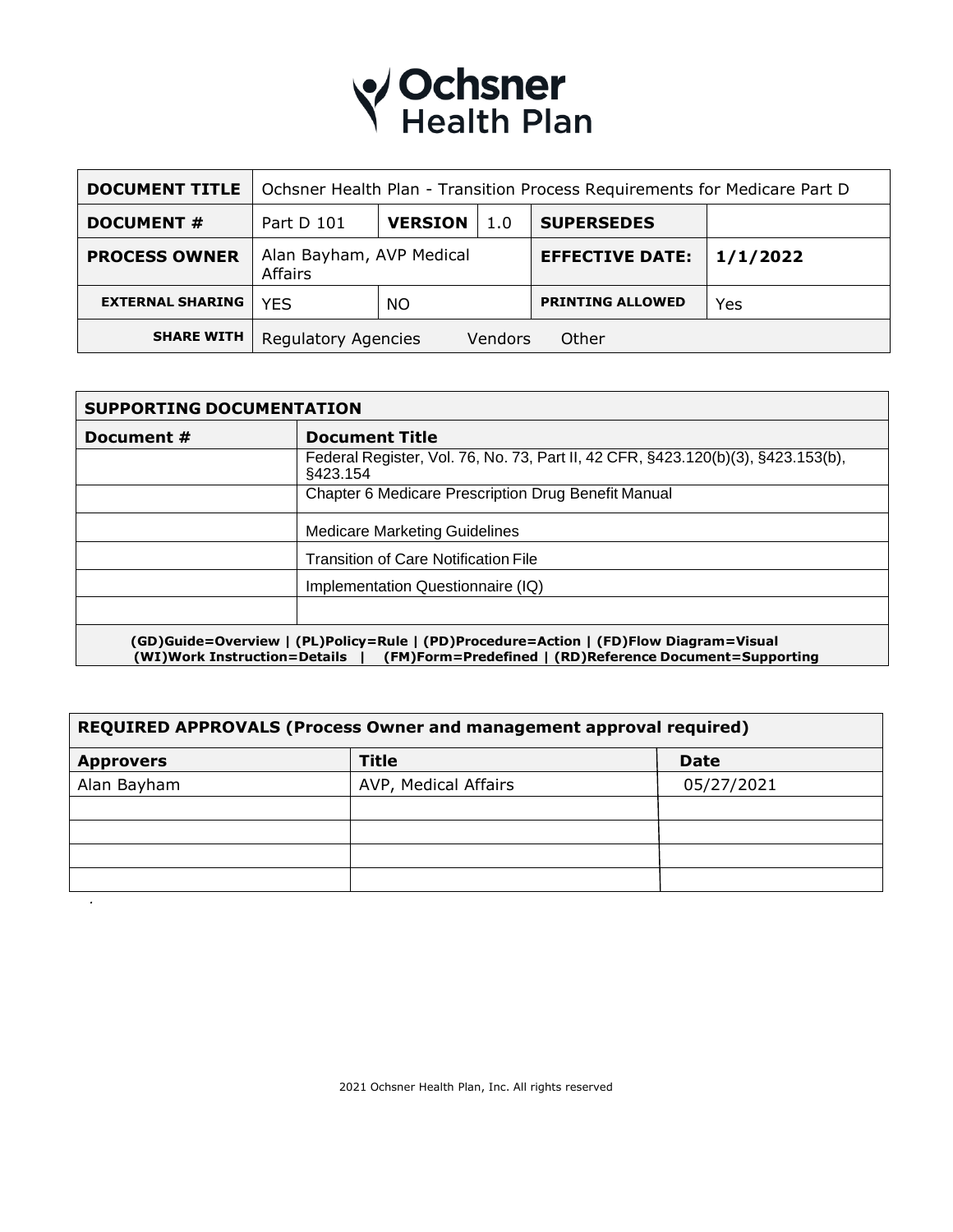# Ochsner Health Plan

| **DOCUMENT TITLE** | Ochsner Health Plan - Transition Process Requirements for Medicare Part D | | | | |
|---|---|---|---|---|---|
| **DOCUMENT #** | Part D 101 | **VERSION** | 1.0 | **SUPERSEDES** | |
| **PROCESS OWNER** | Alan Bayham, AVP Medical Affairs | | | **EFFECTIVE DATE:** | **1/1/2022** |
| **EXTERNAL SHARING** | YES | NO | | **PRINTING ALLOWED** | Yes |
| **SHARE WITH** | Regulatory Agencies | Vendors | Other | | |

| **SUPPORTING DOCUMENTATION** | |
|---|---|
| **Document #** | **Document Title** |
| | Federal Register, Vol. 76, No. 73, Part II, 42 CFR, §423.120(b)(3), §423.153(b), §423.154 |
| | Chapter 6 Medicare Prescription Drug Benefit Manual |
| | Medicare Marketing Guidelines |
| | Transition of Care Notification File |
| | Implementation Questionnaire (IQ) |
| | |
| **(GD)Guide=Overview \| (PL)Policy=Rule \| (PD)Procedure=Action \| (FD)Flow Diagram=Visual (WI)Work Instruction=Details \| (FM)Form=Predefined \| (RD)Reference Document=Supporting** | |

| **REQUIRED APPROVALS (Process Owner and management approval required)** | | |
|---|---|---|
| **Approvers** | **Title** | **Date** |
| Alan Bayham | AVP, Medical Affairs | 05/27/2021 |
| | | |
| | | |
| | | |
| | | |

2021 Ochsner Health Plan, Inc. All rights reserved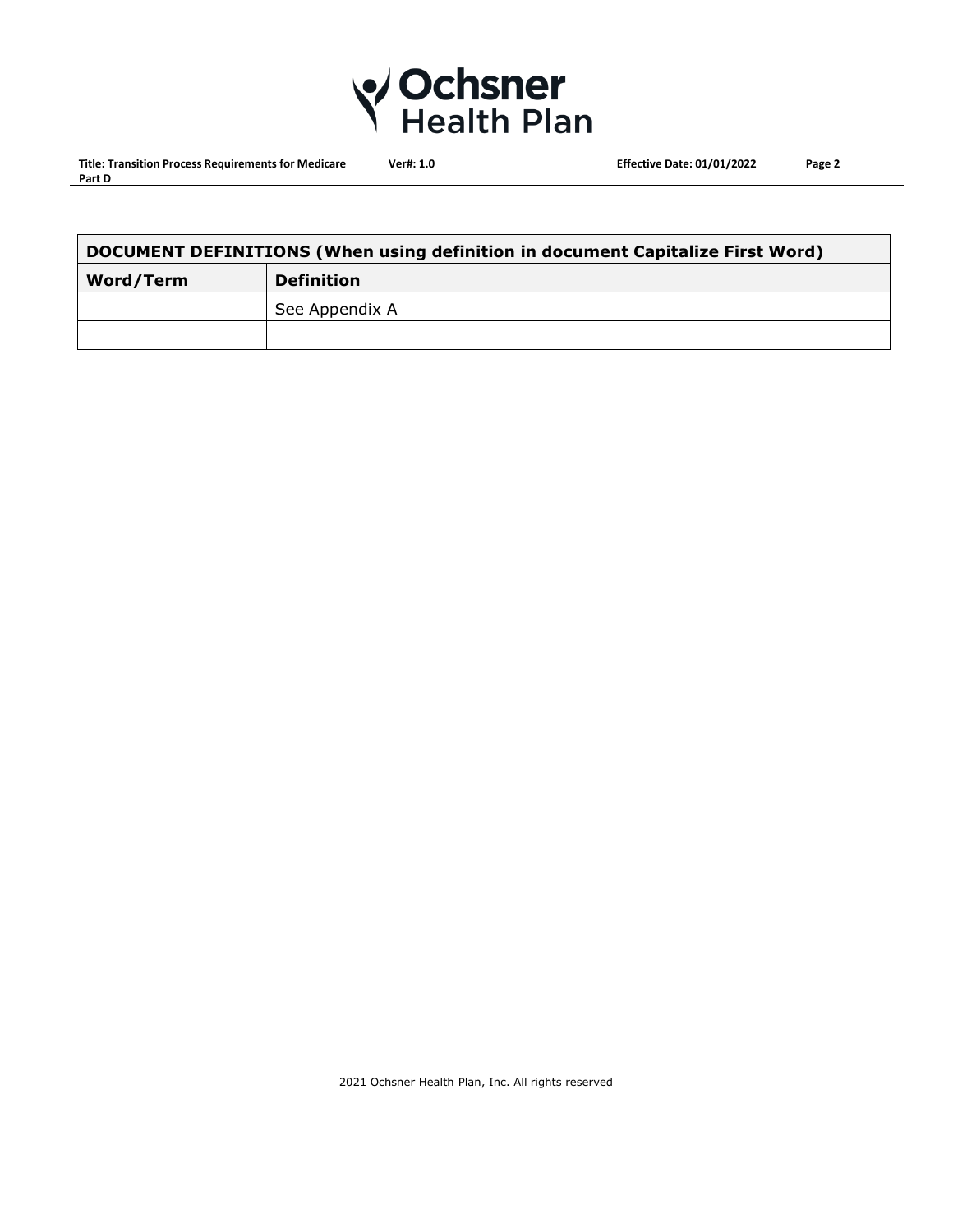| DOCUMENT DEFINITIONS (When using definition in document Capitalize First Word) | |
|---|---|
| **Word/Term** | **Definition** |
| | See Appendix A |
| | |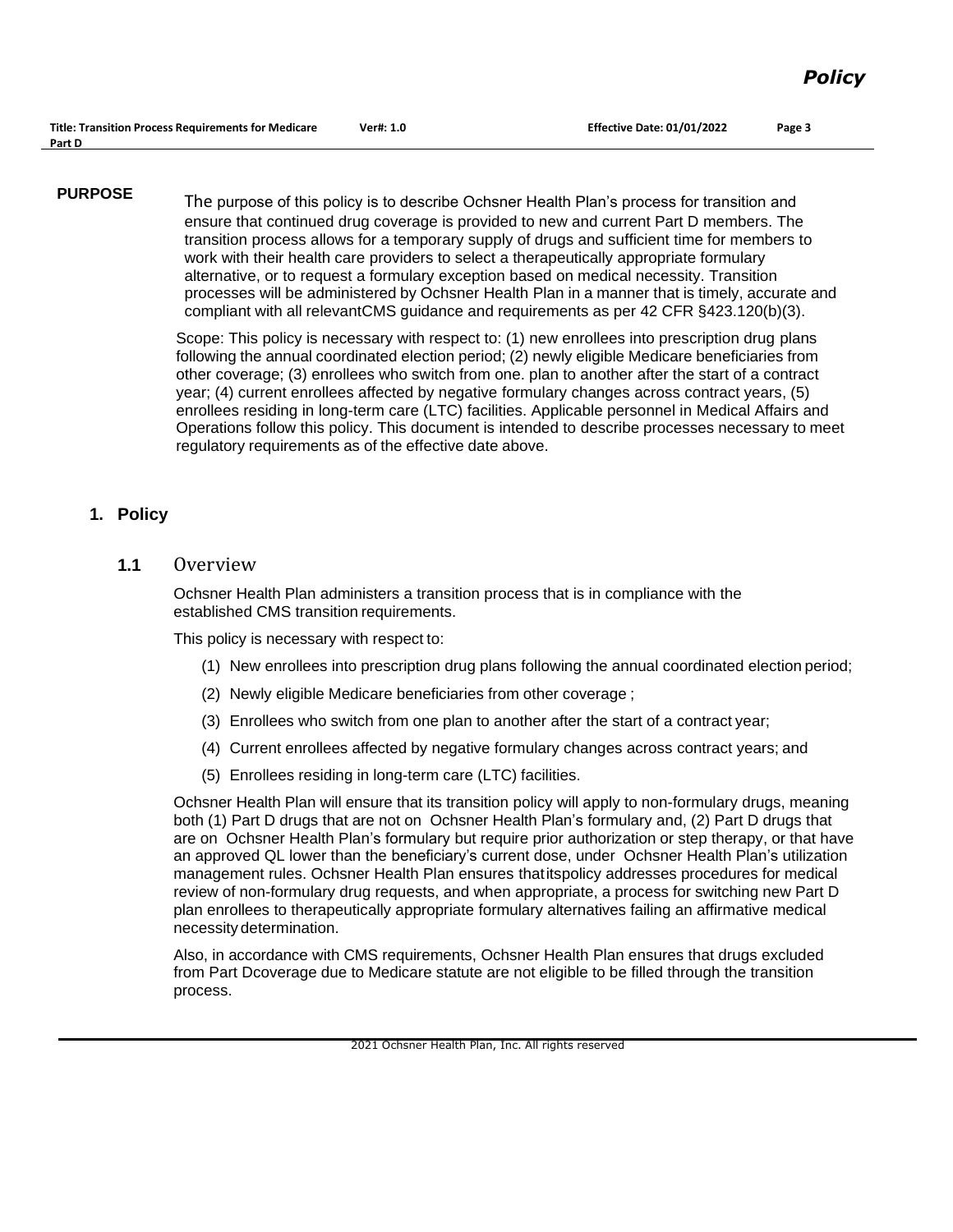## PURPOSE

The purpose of this policy is to describe Ochsner Health Plan's process for transition and ensure that continued drug coverage is provided to new and current Part D members. The transition process allows for a temporary supply of drugs and sufficient time for members to work with their health care providers to select a therapeutically appropriate formulary alternative, or to request a formulary exception based on medical necessity. Transition processes will be administered by Ochsner Health Plan in a manner that is timely, accurate and compliant with all relevantCMS guidance and requirements as per 42 CFR §423.120(b)(3).

Scope: This policy is necessary with respect to: (1) new enrollees into prescription drug plans following the annual coordinated election period; (2) newly eligible Medicare beneficiaries from other coverage; (3) enrollees who switch from one. plan to another after the start of a contract year; (4) current enrollees affected by negative formulary changes across contract years, (5) enrollees residing in long-term care (LTC) facilities. Applicable personnel in Medical Affairs and Operations follow this policy. This document is intended to describe processes necessary to meet regulatory requirements as of the effective date above.

## 1. Policy

### 1.1 Overview

Ochsner Health Plan administers a transition process that is in compliance with the established CMS transition requirements.

This policy is necessary with respect to:

(1) New enrollees into prescription drug plans following the annual coordinated election period;

(2) Newly eligible Medicare beneficiaries from other coverage ;

(3) Enrollees who switch from one plan to another after the start of a contract year;

(4) Current enrollees affected by negative formulary changes across contract years; and

(5) Enrollees residing in long-term care (LTC) facilities.

Ochsner Health Plan will ensure that its transition policy will apply to non-formulary drugs, meaning both (1) Part D drugs that are not on Ochsner Health Plan's formulary and, (2) Part D drugs that are on Ochsner Health Plan's formulary but require prior authorization or step therapy, or that have an approved QL lower than the beneficiary's current dose, under Ochsner Health Plan's utilization management rules. Ochsner Health Plan ensures thatitspolicy addresses procedures for medical review of non-formulary drug requests, and when appropriate, a process for switching new Part D plan enrollees to therapeutically appropriate formulary alternatives failing an affirmative medical necessity determination.

Also, in accordance with CMS requirements, Ochsner Health Plan ensures that drugs excluded from Part Dcoverage due to Medicare statute are not eligible to be filled through the transition process.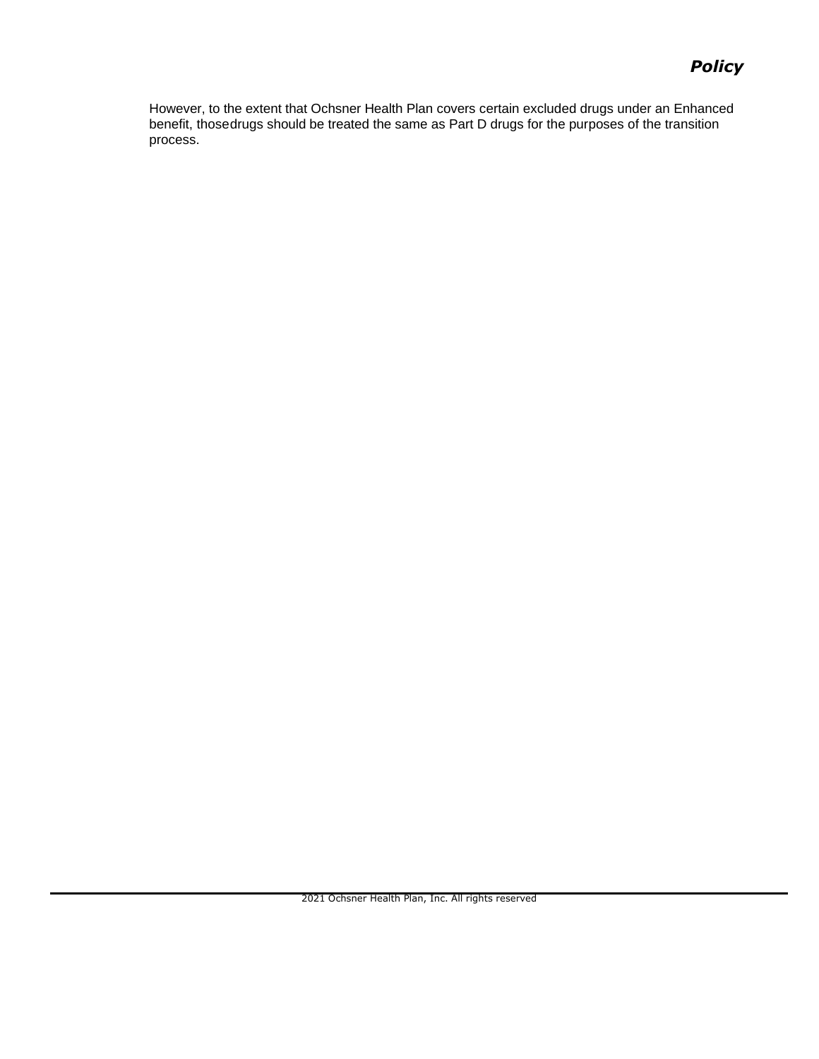However, to the extent that Ochsner Health Plan covers certain excluded drugs under an Enhanced benefit, thosedrugs should be treated the same as Part D drugs for the purposes of the transition process.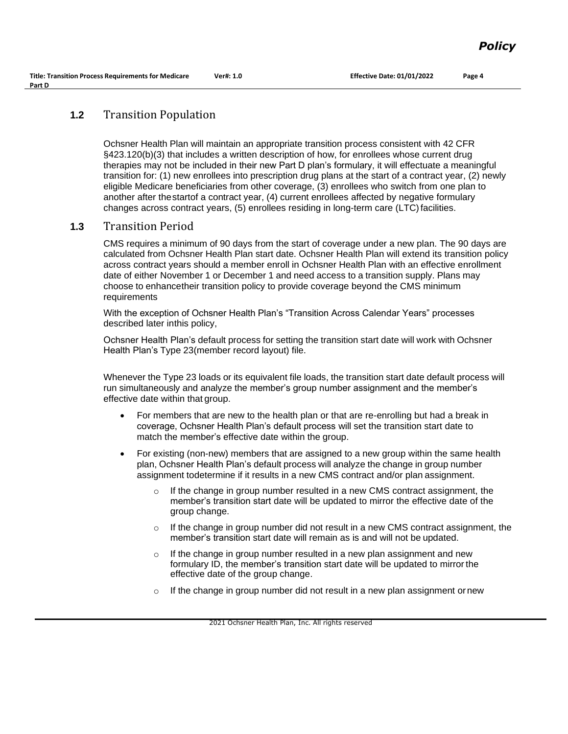## 1.2 Transition Population

Ochsner Health Plan will maintain an appropriate transition process consistent with 42 CFR §423.120(b)(3) that includes a written description of how, for enrollees whose current drug therapies may not be included in their new Part D plan's formulary, it will effectuate a meaningful transition for: (1) new enrollees into prescription drug plans at the start of a contract year, (2) newly eligible Medicare beneficiaries from other coverage, (3) enrollees who switch from one plan to another after thestartof a contract year, (4) current enrollees affected by negative formulary changes across contract years, (5) enrollees residing in long-term care (LTC) facilities.

## 1.3 Transition Period

CMS requires a minimum of 90 days from the start of coverage under a new plan. The 90 days are calculated from Ochsner Health Plan start date. Ochsner Health Plan will extend its transition policy across contract years should a member enroll in Ochsner Health Plan with an effective enrollment date of either November 1 or December 1 and need access to a transition supply. Plans may choose to enhancetheir transition policy to provide coverage beyond the CMS minimum requirements

With the exception of Ochsner Health Plan's "Transition Across Calendar Years" processes described later inthis policy,

Ochsner Health Plan's default process for setting the transition start date will work with Ochsner Health Plan's Type 23(member record layout) file.

Whenever the Type 23 loads or its equivalent file loads, the transition start date default process will run simultaneously and analyze the member's group number assignment and the member's effective date within that group.

- For members that are new to the health plan or that are re-enrolling but had a break in coverage, Ochsner Health Plan's default process will set the transition start date to match the member's effective date within the group.
- For existing (non-new) members that are assigned to a new group within the same health plan, Ochsner Health Plan's default process will analyze the change in group number assignment todetermine if it results in a new CMS contract and/or plan assignment.
  - If the change in group number resulted in a new CMS contract assignment, the member's transition start date will be updated to mirror the effective date of the group change.
  - If the change in group number did not result in a new CMS contract assignment, the member's transition start date will remain as is and will not be updated.
  - If the change in group number resulted in a new plan assignment and new formulary ID, the member's transition start date will be updated to mirror the effective date of the group change.
  - If the change in group number did not result in a new plan assignment or new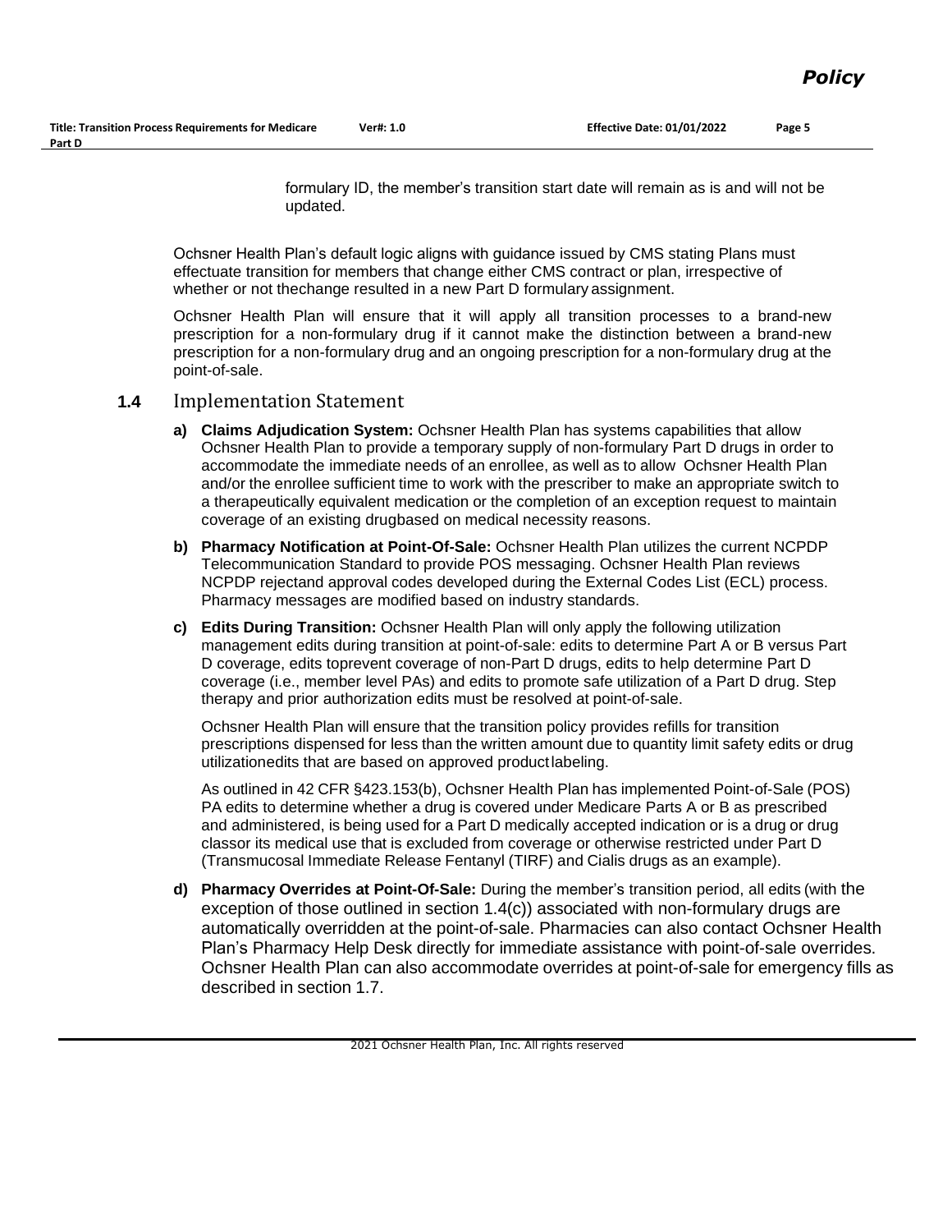formulary ID, the member's transition start date will remain as is and will not be updated.

Ochsner Health Plan's default logic aligns with guidance issued by CMS stating Plans must effectuate transition for members that change either CMS contract or plan, irrespective of whether or not thechange resulted in a new Part D formulary assignment.

Ochsner Health Plan will ensure that it will apply all transition processes to a brand-new prescription for a non-formulary drug if it cannot make the distinction between a brand-new prescription for a non-formulary drug and an ongoing prescription for a non-formulary drug at the point-of-sale.

### 1.4 Implementation Statement

a) **Claims Adjudication System:** Ochsner Health Plan has systems capabilities that allow Ochsner Health Plan to provide a temporary supply of non-formulary Part D drugs in order to accommodate the immediate needs of an enrollee, as well as to allow Ochsner Health Plan and/or the enrollee sufficient time to work with the prescriber to make an appropriate switch to a therapeutically equivalent medication or the completion of an exception request to maintain coverage of an existing drugbased on medical necessity reasons.

b) **Pharmacy Notification at Point-Of-Sale:** Ochsner Health Plan utilizes the current NCPDP Telecommunication Standard to provide POS messaging. Ochsner Health Plan reviews NCPDP rejectand approval codes developed during the External Codes List (ECL) process. Pharmacy messages are modified based on industry standards.

c) **Edits During Transition:** Ochsner Health Plan will only apply the following utilization management edits during transition at point-of-sale: edits to determine Part A or B versus Part D coverage, edits toprevent coverage of non-Part D drugs, edits to help determine Part D coverage (i.e., member level PAs) and edits to promote safe utilization of a Part D drug. Step therapy and prior authorization edits must be resolved at point-of-sale.

   Ochsner Health Plan will ensure that the transition policy provides refills for transition prescriptions dispensed for less than the written amount due to quantity limit safety edits or drug utilizationedits that are based on approved productlabeling.

   As outlined in 42 CFR §423.153(b), Ochsner Health Plan has implemented Point-of-Sale (POS) PA edits to determine whether a drug is covered under Medicare Parts A or B as prescribed and administered, is being used for a Part D medically accepted indication or is a drug or drug classor its medical use that is excluded from coverage or otherwise restricted under Part D (Transmucosal Immediate Release Fentanyl (TIRF) and Cialis drugs as an example).

d) **Pharmacy Overrides at Point-Of-Sale:** During the member's transition period, all edits (with the exception of those outlined in section 1.4(c)) associated with non-formulary drugs are automatically overridden at the point-of-sale. Pharmacies can also contact Ochsner Health Plan's Pharmacy Help Desk directly for immediate assistance with point-of-sale overrides. Ochsner Health Plan can also accommodate overrides at point-of-sale for emergency fills as described in section 1.7.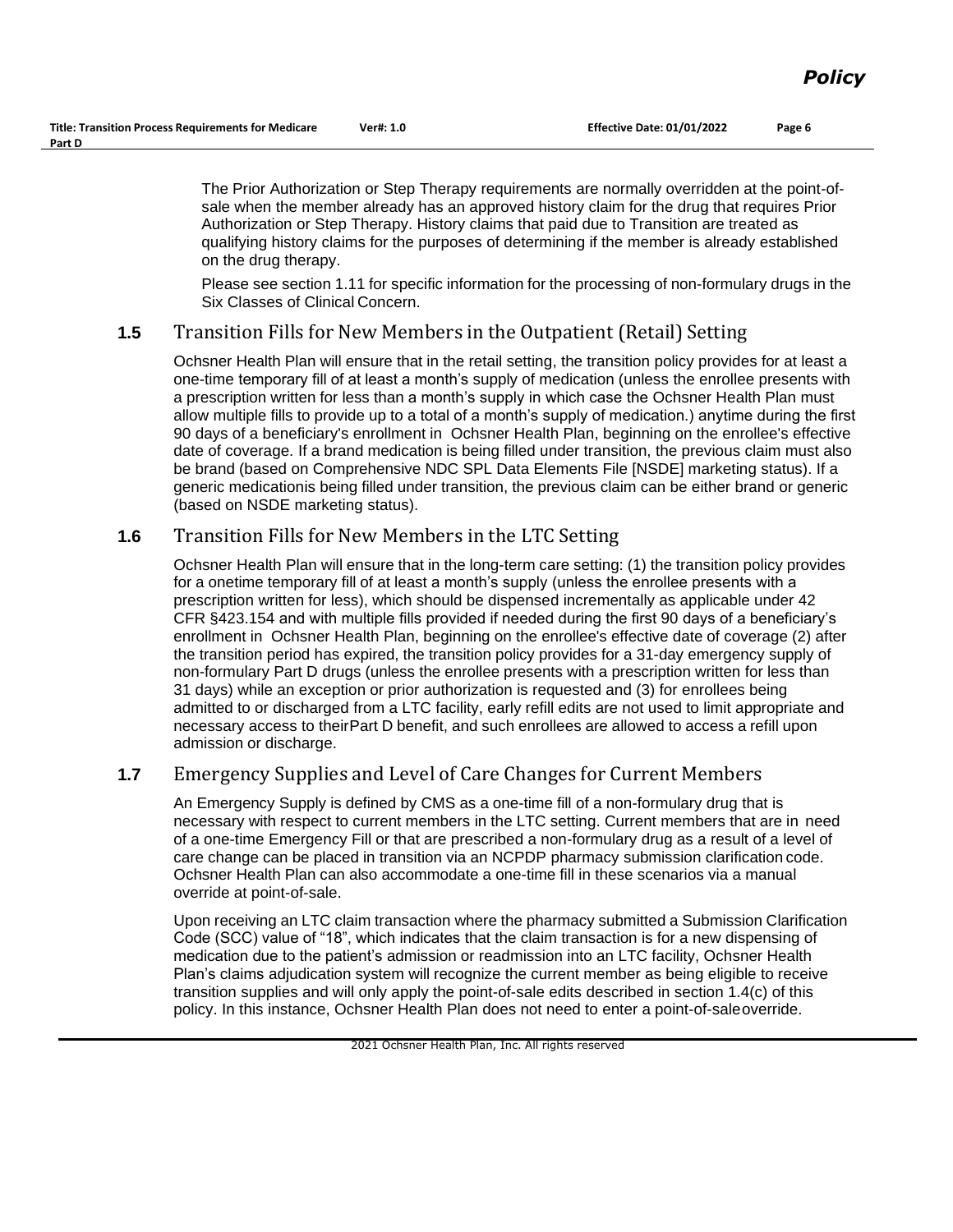The Prior Authorization or Step Therapy requirements are normally overridden at the point-of-sale when the member already has an approved history claim for the drug that requires Prior Authorization or Step Therapy. History claims that paid due to Transition are treated as qualifying history claims for the purposes of determining if the member is already established on the drug therapy.

Please see section 1.11 for specific information for the processing of non-formulary drugs in the Six Classes of Clinical Concern.

## 1.5 Transition Fills for New Members in the Outpatient (Retail) Setting

Ochsner Health Plan will ensure that in the retail setting, the transition policy provides for at least a one-time temporary fill of at least a month's supply of medication (unless the enrollee presents with a prescription written for less than a month's supply in which case the Ochsner Health Plan must allow multiple fills to provide up to a total of a month's supply of medication.) anytime during the first 90 days of a beneficiary's enrollment in Ochsner Health Plan, beginning on the enrollee's effective date of coverage. If a brand medication is being filled under transition, the previous claim must also be brand (based on Comprehensive NDC SPL Data Elements File [NSDE] marketing status). If a generic medicationis being filled under transition, the previous claim can be either brand or generic (based on NSDE marketing status).

## 1.6 Transition Fills for New Members in the LTC Setting

Ochsner Health Plan will ensure that in the long-term care setting: (1) the transition policy provides for a onetime temporary fill of at least a month's supply (unless the enrollee presents with a prescription written for less), which should be dispensed incrementally as applicable under 42 CFR §423.154 and with multiple fills provided if needed during the first 90 days of a beneficiary's enrollment in Ochsner Health Plan, beginning on the enrollee's effective date of coverage (2) after the transition period has expired, the transition policy provides for a 31-day emergency supply of non-formulary Part D drugs (unless the enrollee presents with a prescription written for less than 31 days) while an exception or prior authorization is requested and (3) for enrollees being admitted to or discharged from a LTC facility, early refill edits are not used to limit appropriate and necessary access to theirPart D benefit, and such enrollees are allowed to access a refill upon admission or discharge.

## 1.7 Emergency Supplies and Level of Care Changes for Current Members

An Emergency Supply is defined by CMS as a one-time fill of a non-formulary drug that is necessary with respect to current members in the LTC setting. Current members that are in need of a one-time Emergency Fill or that are prescribed a non-formulary drug as a result of a level of care change can be placed in transition via an NCPDP pharmacy submission clarification code. Ochsner Health Plan can also accommodate a one-time fill in these scenarios via a manual override at point-of-sale.

Upon receiving an LTC claim transaction where the pharmacy submitted a Submission Clarification Code (SCC) value of "18", which indicates that the claim transaction is for a new dispensing of medication due to the patient's admission or readmission into an LTC facility, Ochsner Health Plan's claims adjudication system will recognize the current member as being eligible to receive transition supplies and will only apply the point-of-sale edits described in section 1.4(c) of this policy. In this instance, Ochsner Health Plan does not need to enter a point-of-saleoverride.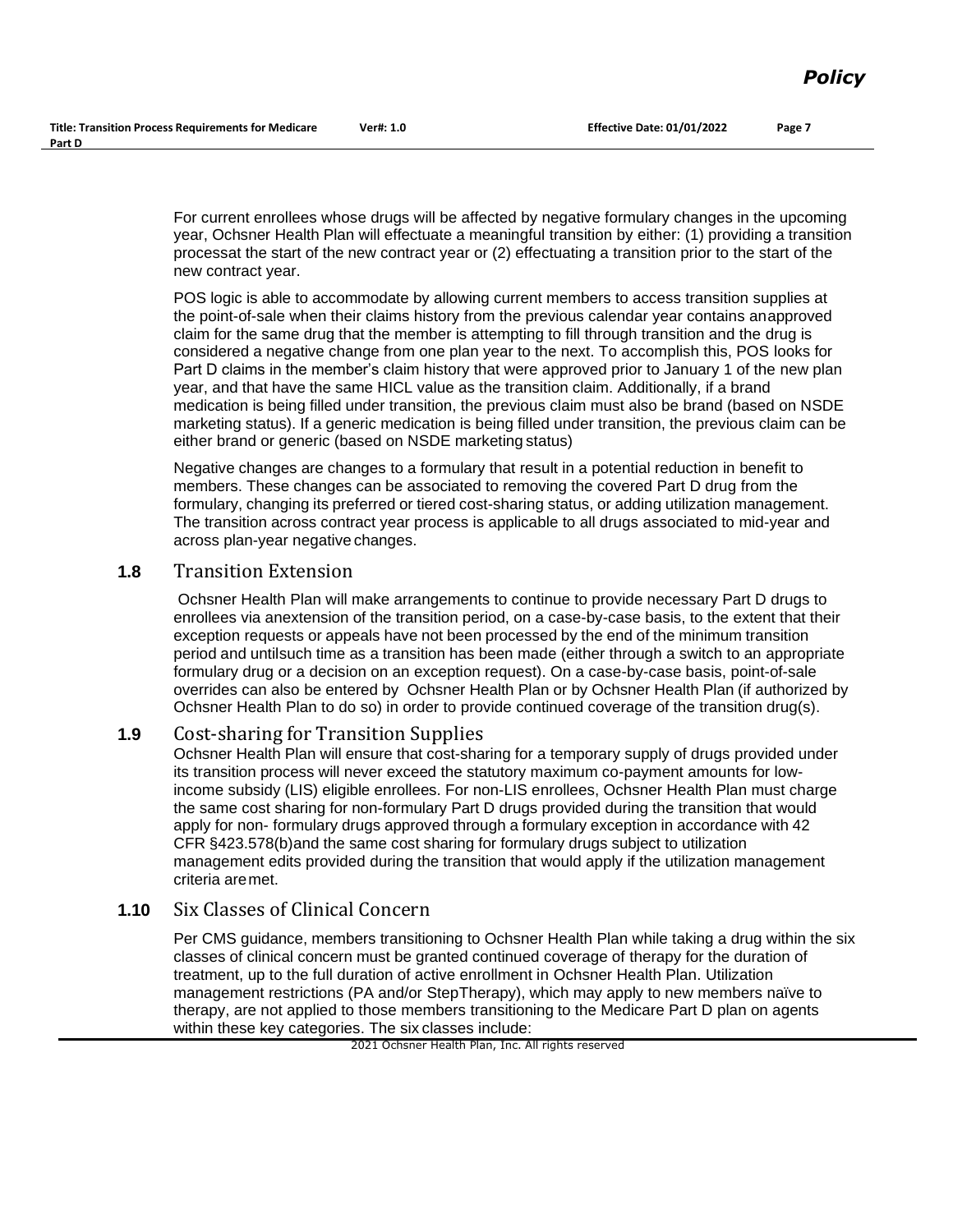For current enrollees whose drugs will be affected by negative formulary changes in the upcoming year, Ochsner Health Plan will effectuate a meaningful transition by either: (1) providing a transition processat the start of the new contract year or (2) effectuating a transition prior to the start of the new contract year.

POS logic is able to accommodate by allowing current members to access transition supplies at the point-of-sale when their claims history from the previous calendar year contains anapproved claim for the same drug that the member is attempting to fill through transition and the drug is considered a negative change from one plan year to the next. To accomplish this, POS looks for Part D claims in the member's claim history that were approved prior to January 1 of the new plan year, and that have the same HICL value as the transition claim. Additionally, if a brand medication is being filled under transition, the previous claim must also be brand (based on NSDE marketing status). If a generic medication is being filled under transition, the previous claim can be either brand or generic (based on NSDE marketing status)

Negative changes are changes to a formulary that result in a potential reduction in benefit to members. These changes can be associated to removing the covered Part D drug from the formulary, changing its preferred or tiered cost-sharing status, or adding utilization management. The transition across contract year process is applicable to all drugs associated to mid-year and across plan-year negative changes.

## 1.8 Transition Extension

Ochsner Health Plan will make arrangements to continue to provide necessary Part D drugs to enrollees via anextension of the transition period, on a case-by-case basis, to the extent that their exception requests or appeals have not been processed by the end of the minimum transition period and untilsuch time as a transition has been made (either through a switch to an appropriate formulary drug or a decision on an exception request). On a case-by-case basis, point-of-sale overrides can also be entered by Ochsner Health Plan or by Ochsner Health Plan (if authorized by Ochsner Health Plan to do so) in order to provide continued coverage of the transition drug(s).

## 1.9 Cost-sharing for Transition Supplies

Ochsner Health Plan will ensure that cost-sharing for a temporary supply of drugs provided under its transition process will never exceed the statutory maximum co-payment amounts for low-income subsidy (LIS) eligible enrollees. For non-LIS enrollees, Ochsner Health Plan must charge the same cost sharing for non-formulary Part D drugs provided during the transition that would apply for non- formulary drugs approved through a formulary exception in accordance with 42 CFR §423.578(b)and the same cost sharing for formulary drugs subject to utilization management edits provided during the transition that would apply if the utilization management criteria aremet.

## 1.10 Six Classes of Clinical Concern

Per CMS guidance, members transitioning to Ochsner Health Plan while taking a drug within the six classes of clinical concern must be granted continued coverage of therapy for the duration of treatment, up to the full duration of active enrollment in Ochsner Health Plan. Utilization management restrictions (PA and/or StepTherapy), which may apply to new members naïve to therapy, are not applied to those members transitioning to the Medicare Part D plan on agents within these key categories. The six classes include: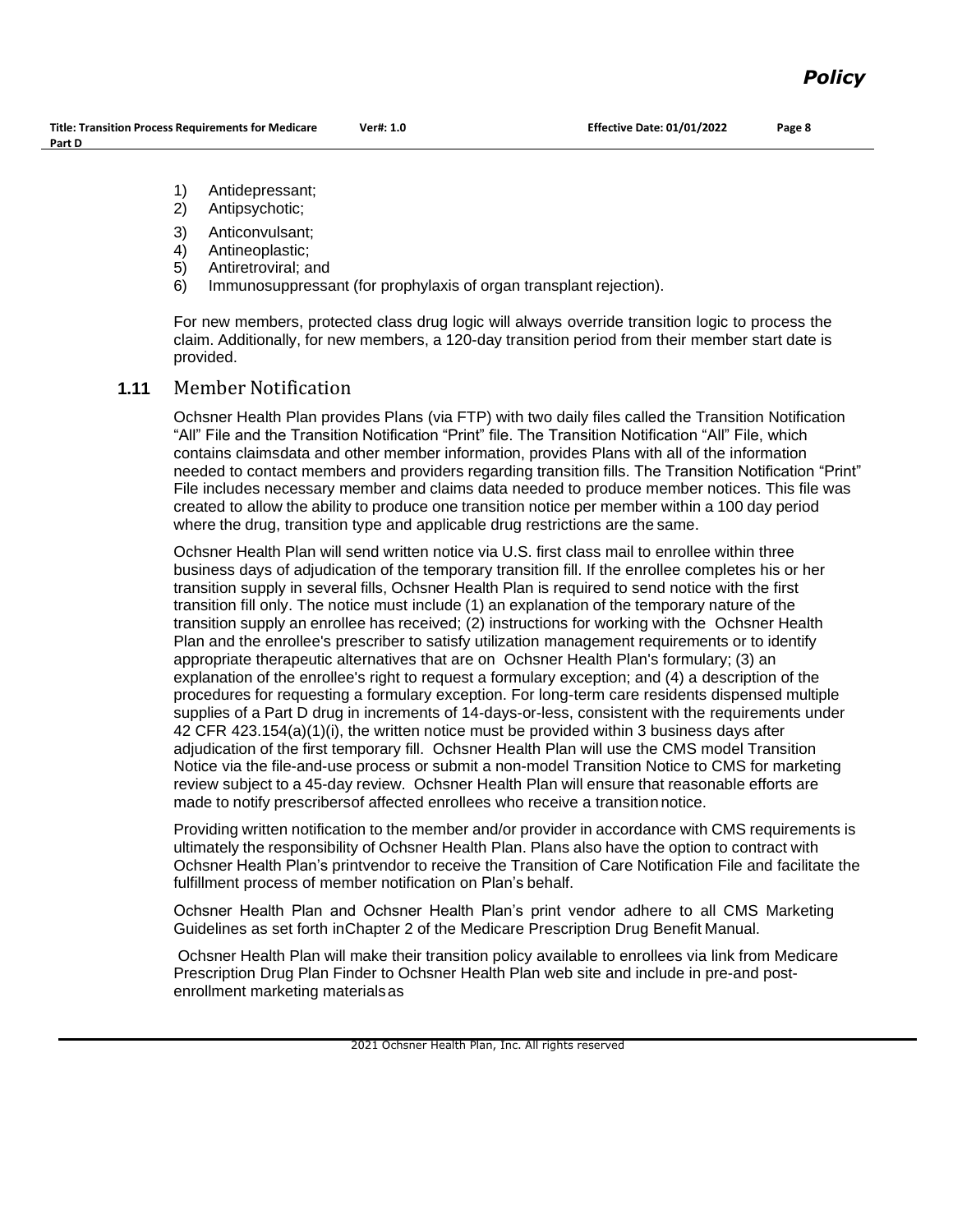1) Antidepressant;
2) Antipsychotic;
3) Anticonvulsant;
4) Antineoplastic;
5) Antiretroviral; and
6) Immunosuppressant (for prophylaxis of organ transplant rejection).

For new members, protected class drug logic will always override transition logic to process the claim. Additionally, for new members, a 120-day transition period from their member start date is provided.

## 1.11 Member Notification

Ochsner Health Plan provides Plans (via FTP) with two daily files called the Transition Notification "All" File and the Transition Notification "Print" file. The Transition Notification "All" File, which contains claimsdata and other member information, provides Plans with all of the information needed to contact members and providers regarding transition fills. The Transition Notification "Print" File includes necessary member and claims data needed to produce member notices. This file was created to allow the ability to produce one transition notice per member within a 100 day period where the drug, transition type and applicable drug restrictions are the same.

Ochsner Health Plan will send written notice via U.S. first class mail to enrollee within three business days of adjudication of the temporary transition fill. If the enrollee completes his or her transition supply in several fills, Ochsner Health Plan is required to send notice with the first transition fill only. The notice must include (1) an explanation of the temporary nature of the transition supply an enrollee has received; (2) instructions for working with the Ochsner Health Plan and the enrollee's prescriber to satisfy utilization management requirements or to identify appropriate therapeutic alternatives that are on Ochsner Health Plan's formulary; (3) an explanation of the enrollee's right to request a formulary exception; and (4) a description of the procedures for requesting a formulary exception. For long-term care residents dispensed multiple supplies of a Part D drug in increments of 14-days-or-less, consistent with the requirements under 42 CFR 423.154(a)(1)(i), the written notice must be provided within 3 business days after adjudication of the first temporary fill. Ochsner Health Plan will use the CMS model Transition Notice via the file-and-use process or submit a non-model Transition Notice to CMS for marketing review subject to a 45-day review. Ochsner Health Plan will ensure that reasonable efforts are made to notify prescribersof affected enrollees who receive a transition notice.

Providing written notification to the member and/or provider in accordance with CMS requirements is ultimately the responsibility of Ochsner Health Plan. Plans also have the option to contract with Ochsner Health Plan's printvendor to receive the Transition of Care Notification File and facilitate the fulfillment process of member notification on Plan's behalf.

Ochsner Health Plan and Ochsner Health Plan's print vendor adhere to all CMS Marketing Guidelines as set forth inChapter 2 of the Medicare Prescription Drug Benefit Manual.

Ochsner Health Plan will make their transition policy available to enrollees via link from Medicare Prescription Drug Plan Finder to Ochsner Health Plan web site and include in pre-and post-enrollment marketing materialsas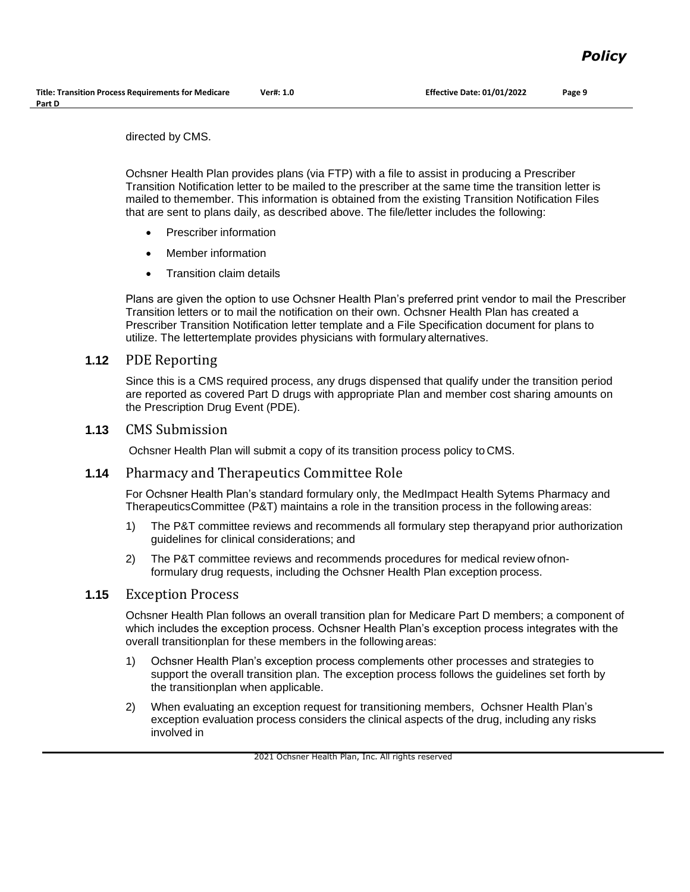directed by CMS.

Ochsner Health Plan provides plans (via FTP) with a file to assist in producing a Prescriber Transition Notification letter to be mailed to the prescriber at the same time the transition letter is mailed to themember. This information is obtained from the existing Transition Notification Files that are sent to plans daily, as described above. The file/letter includes the following:

- Prescriber information
- Member information
- Transition claim details

Plans are given the option to use Ochsner Health Plan's preferred print vendor to mail the Prescriber Transition letters or to mail the notification on their own. Ochsner Health Plan has created a Prescriber Transition Notification letter template and a File Specification document for plans to utilize. The lettertemplate provides physicians with formulary alternatives.

### 1.12 PDE Reporting

Since this is a CMS required process, any drugs dispensed that qualify under the transition period are reported as covered Part D drugs with appropriate Plan and member cost sharing amounts on the Prescription Drug Event (PDE).

### 1.13 CMS Submission

Ochsner Health Plan will submit a copy of its transition process policy to CMS.

### 1.14 Pharmacy and Therapeutics Committee Role

For Ochsner Health Plan's standard formulary only, the MedImpact Health Sytems Pharmacy and TherapeuticsCommittee (P&T) maintains a role in the transition process in the following areas:

1) The P&T committee reviews and recommends all formulary step therapyand prior authorization guidelines for clinical considerations; and
2) The P&T committee reviews and recommends procedures for medical review ofnon-formulary drug requests, including the Ochsner Health Plan exception process.

### 1.15 Exception Process

Ochsner Health Plan follows an overall transition plan for Medicare Part D members; a component of which includes the exception process. Ochsner Health Plan's exception process integrates with the overall transitionplan for these members in the following areas:

1) Ochsner Health Plan's exception process complements other processes and strategies to support the overall transition plan. The exception process follows the guidelines set forth by the transitionplan when applicable.
2) When evaluating an exception request for transitioning members, Ochsner Health Plan's exception evaluation process considers the clinical aspects of the drug, including any risks involved in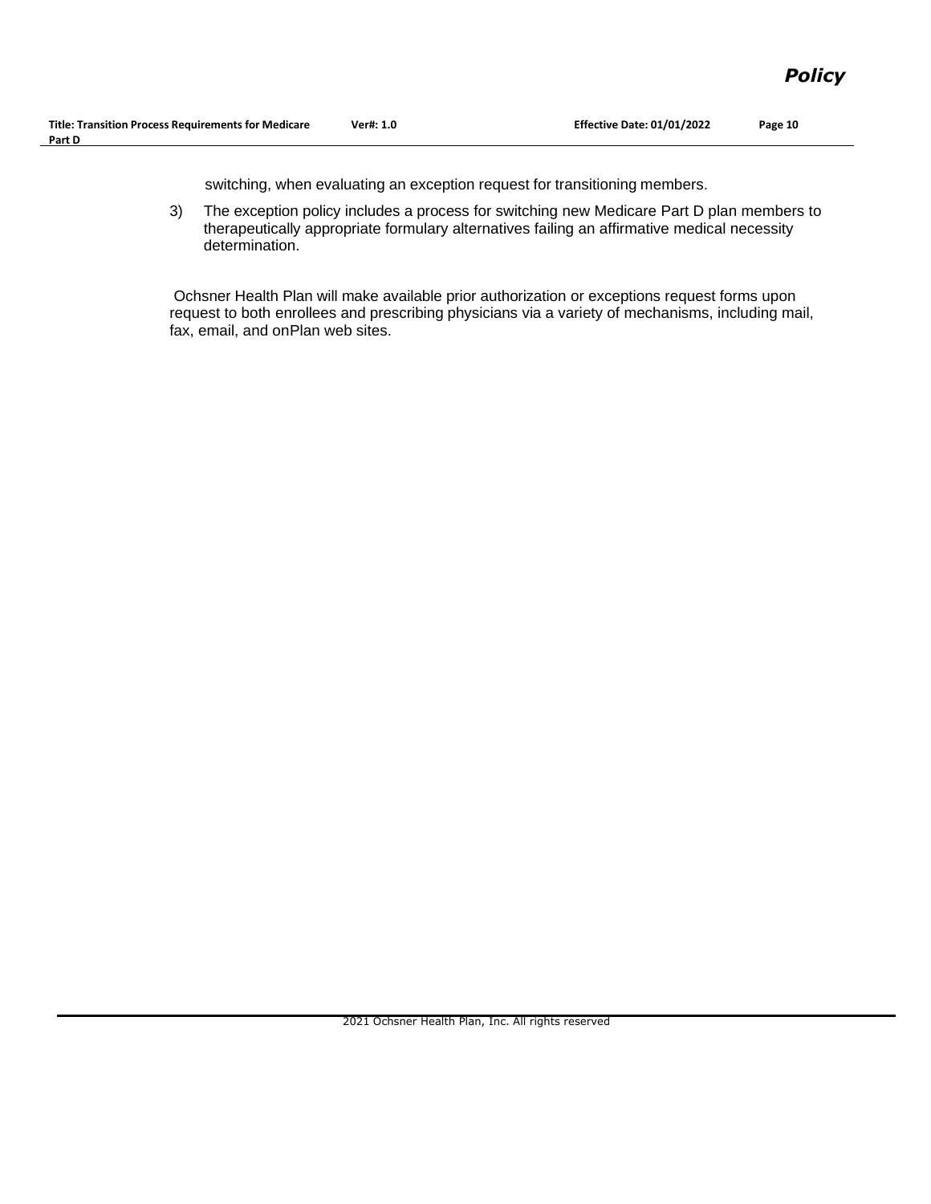switching, when evaluating an exception request for transitioning members.

3) The exception policy includes a process for switching new Medicare Part D plan members to therapeutically appropriate formulary alternatives failing an affirmative medical necessity determination.

Ochsner Health Plan will make available prior authorization or exceptions request forms upon request to both enrollees and prescribing physicians via a variety of mechanisms, including mail, fax, email, and onPlan web sites.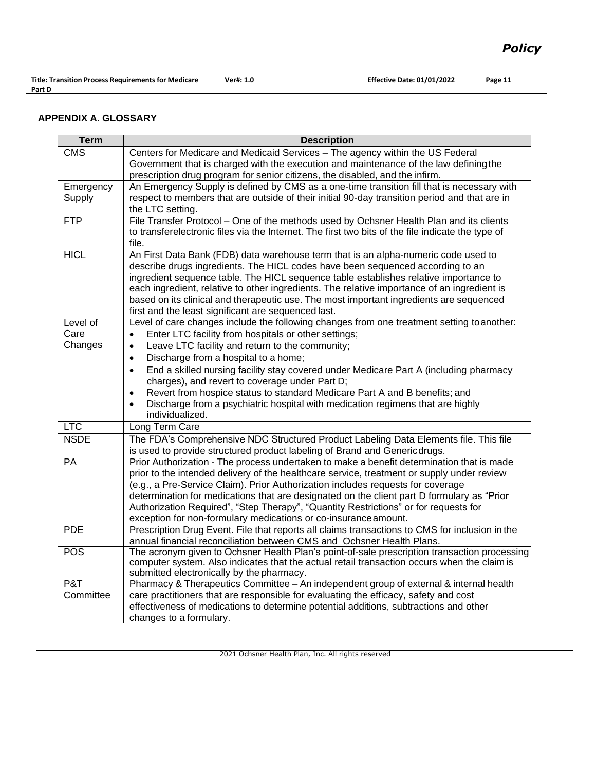## APPENDIX A. GLOSSARY

| Term | Description |
|---|---|
| CMS | Centers for Medicare and Medicaid Services – The agency within the US Federal Government that is charged with the execution and maintenance of the law defining the prescription drug program for senior citizens, the disabled, and the infirm. |
| Emergency Supply | An Emergency Supply is defined by CMS as a one-time transition fill that is necessary with respect to members that are outside of their initial 90-day transition period and that are in the LTC setting. |
| FTP | File Transfer Protocol – One of the methods used by Ochsner Health Plan and its clients to transferelectronic files via the Internet. The first two bits of the file indicate the type of file. |
| HICL | An First Data Bank (FDB) data warehouse term that is an alpha-numeric code used to describe drugs ingredients. The HICL codes have been sequenced according to an ingredient sequence table. The HICL sequence table establishes relative importance to each ingredient, relative to other ingredients. The relative importance of an ingredient is based on its clinical and therapeutic use. The most important ingredients are sequenced first and the least significant are sequenced last. |
| Level of Care Changes | Level of care changes include the following changes from one treatment setting to another: <br>• Enter LTC facility from hospitals or other settings; <br>• Leave LTC facility and return to the community; <br>• Discharge from a hospital to a home; <br>• End a skilled nursing facility stay covered under Medicare Part A (including pharmacy charges), and revert to coverage under Part D; <br>• Revert from hospice status to standard Medicare Part A and B benefits; and <br>• Discharge from a psychiatric hospital with medication regimens that are highly individualized. |
| LTC | Long Term Care |
| NSDE | The FDA's Comprehensive NDC Structured Product Labeling Data Elements file. This file is used to provide structured product labeling of Brand and Generic drugs. |
| PA | Prior Authorization - The process undertaken to make a benefit determination that is made prior to the intended delivery of the healthcare service, treatment or supply under review (e.g., a Pre-Service Claim). Prior Authorization includes requests for coverage determination for medications that are designated on the client part D formulary as "Prior Authorization Required", "Step Therapy", "Quantity Restrictions" or for requests for exception for non-formulary medications or co-insurance amount. |
| PDE | Prescription Drug Event. File that reports all claims transactions to CMS for inclusion in the annual financial reconciliation between CMS and Ochsner Health Plans. |
| POS | The acronym given to Ochsner Health Plan's point-of-sale prescription transaction processing computer system. Also indicates that the actual retail transaction occurs when the claim is submitted electronically by the pharmacy. |
| P&T Committee | Pharmacy & Therapeutics Committee – An independent group of external & internal health care practitioners that are responsible for evaluating the efficacy, safety and cost effectiveness of medications to determine potential additions, subtractions and other changes to a formulary. |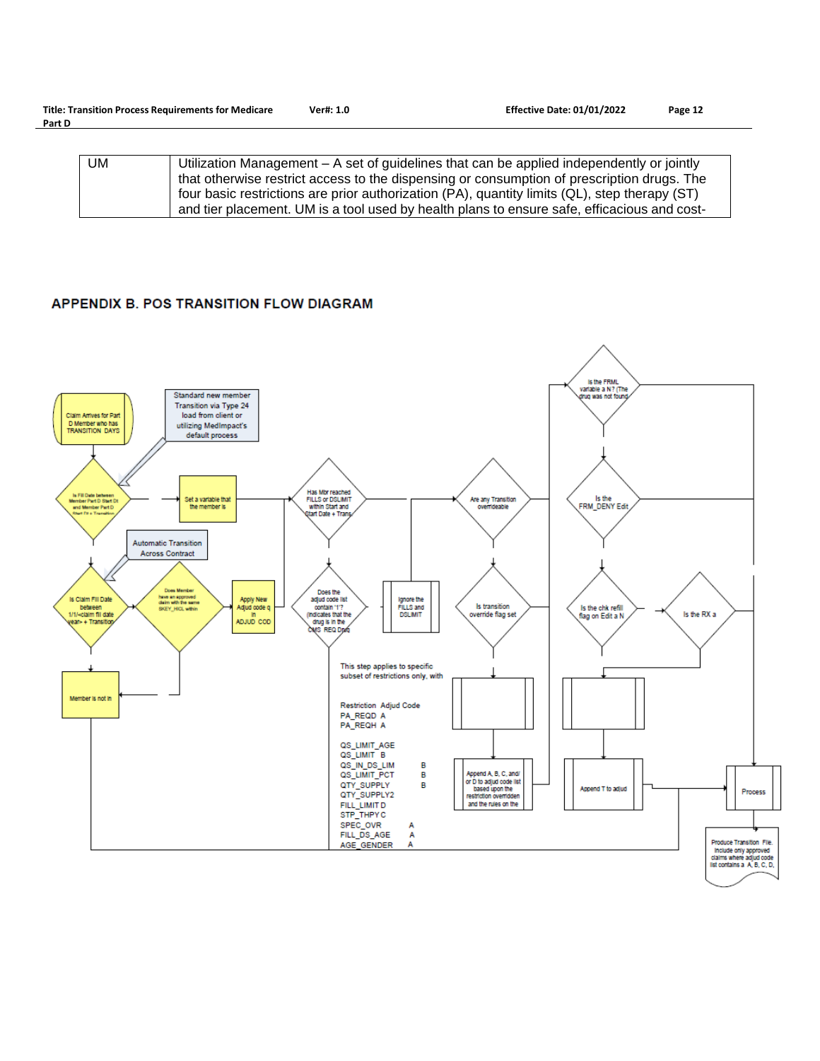| | |
|---|---|
| UM | Utilization Management – A set of guidelines that can be applied independently or jointly that otherwise restrict access to the dispensing or consumption of prescription drugs. The four basic restrictions are prior authorization (PA), quantity limits (QL), step therapy (ST) and tier placement. UM is a tool used by health plans to ensure safe, efficacious and cost- |

## APPENDIX B. POS TRANSITION FLOW DIAGRAM

Claim Arrives for Part D Member who has TRANSITION DAYS

Standard new member Transition via Type 24 load from client or utilizing MedImpact's default process

Is Fill Date between Member Part D Start Dt and Member Part D Start Dt + Transition

Set a variable that the member is

Has Mbr reached FILLS or DSLIMIT within Start and Start Date + Trans

Are any Transition overrideable

Is the FRML variable a N? (The drug was not found

Is the FRM_DENY Edit

Automatic Transition Across Contract

Is Claim Fill Date between 1/1/<claim fill date year> + Transition

Does Member have an approved claim with the same SKEY_HICL within

Apply New Adjud code q in ADJUD COD

Does the adjud code list contain '1'? (Indicates that the drug is in the CMS REQ Drug

Ignore the FILLS and DSLIMIT

Is transition override flag set

Is the chk refill flag on Edit a N

Is the RX a

Member is not in

This step applies to specific subset of restrictions only, with

Restriction Adjud Code
PA_REQD A
PA_REQH A

QS_LIMIT_AGE
QS_LIMIT B
QS_IN_DS_LIM B
QS_LIMIT_PCT B
QTY_SUPPLY B
QTY_SUPPLY2
FILL_LIMIT D
STP_THPY C
SPEC_OVR A
FILL_DS_AGE A
AGE_GENDER A

Append A, B, C, and/ or D to adjud code list based upon the restriction overridden and the rules on the

Append T to adjud

Process

Produce Transition File. Include only approved claims where adjud code list contains a A, B, C, D,